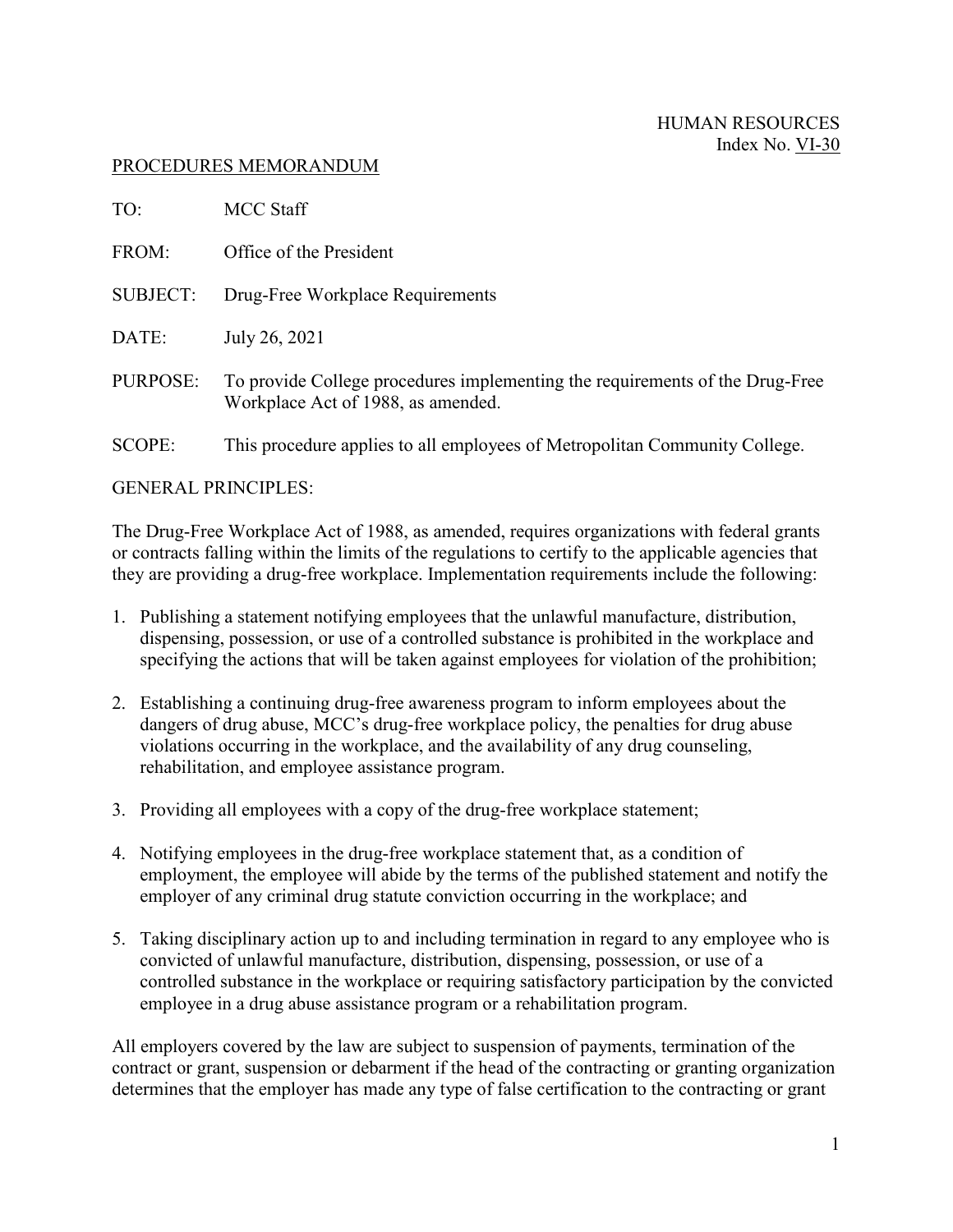HUMAN RESOURCES
Index No. VI-30

PROCEDURES MEMORANDUM

TO: MCC Staff

FROM: Office of the President

SUBJECT: Drug-Free Workplace Requirements

DATE: July 26, 2021

PURPOSE: To provide College procedures implementing the requirements of the Drug-Free Workplace Act of 1988, as amended.

SCOPE: This procedure applies to all employees of Metropolitan Community College.

GENERAL PRINCIPLES:

The Drug-Free Workplace Act of 1988, as amended, requires organizations with federal grants or contracts falling within the limits of the regulations to certify to the applicable agencies that they are providing a drug-free workplace. Implementation requirements include the following:

1. Publishing a statement notifying employees that the unlawful manufacture, distribution, dispensing, possession, or use of a controlled substance is prohibited in the workplace and specifying the actions that will be taken against employees for violation of the prohibition;

2. Establishing a continuing drug-free awareness program to inform employees about the dangers of drug abuse, MCC's drug-free workplace policy, the penalties for drug abuse violations occurring in the workplace, and the availability of any drug counseling, rehabilitation, and employee assistance program.

3. Providing all employees with a copy of the drug-free workplace statement;

4. Notifying employees in the drug-free workplace statement that, as a condition of employment, the employee will abide by the terms of the published statement and notify the employer of any criminal drug statute conviction occurring in the workplace; and

5. Taking disciplinary action up to and including termination in regard to any employee who is convicted of unlawful manufacture, distribution, dispensing, possession, or use of a controlled substance in the workplace or requiring satisfactory participation by the convicted employee in a drug abuse assistance program or a rehabilitation program.

All employers covered by the law are subject to suspension of payments, termination of the contract or grant, suspension or debarment if the head of the contracting or granting organization determines that the employer has made any type of false certification to the contracting or grant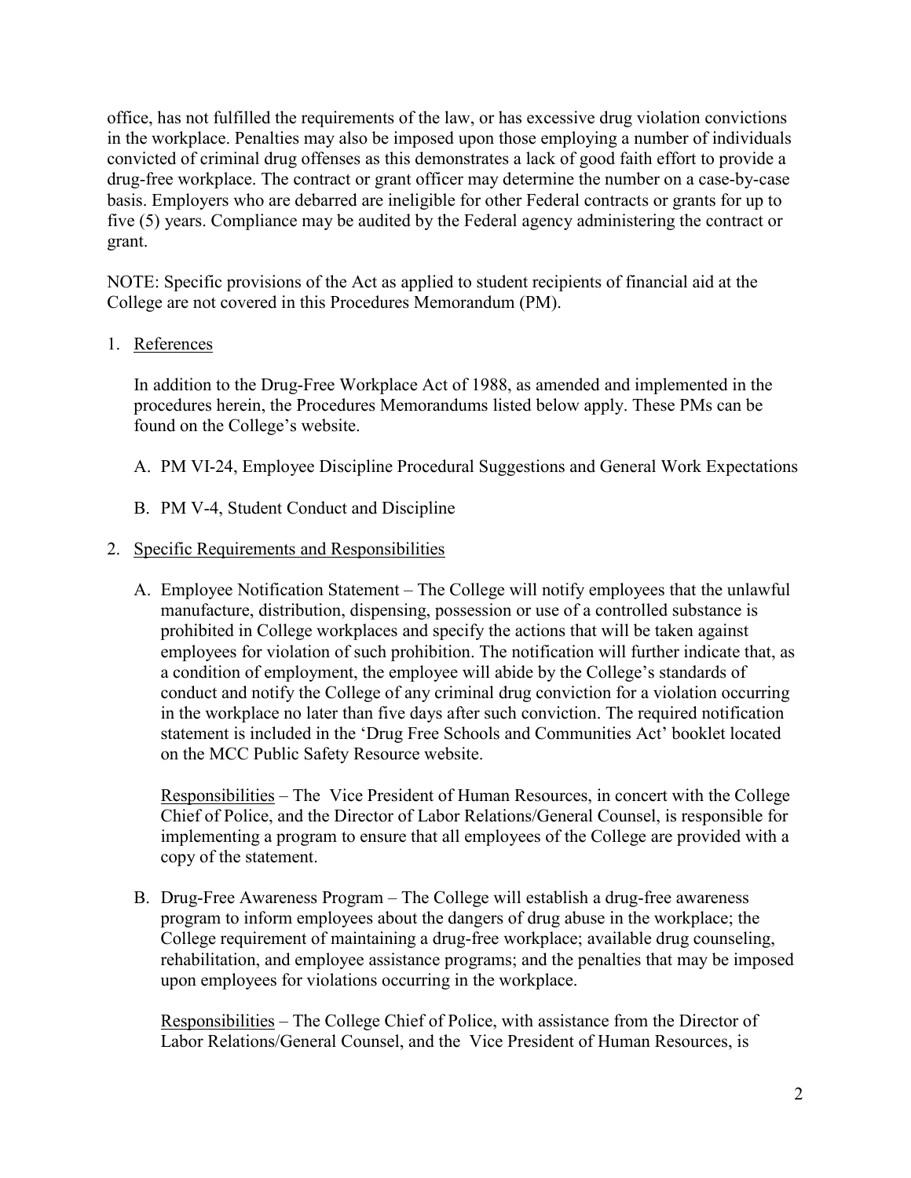office, has not fulfilled the requirements of the law, or has excessive drug violation convictions in the workplace. Penalties may also be imposed upon those employing a number of individuals convicted of criminal drug offenses as this demonstrates a lack of good faith effort to provide a drug-free workplace. The contract or grant officer may determine the number on a case-by-case basis. Employers who are debarred are ineligible for other Federal contracts or grants for up to five (5) years. Compliance may be audited by the Federal agency administering the contract or grant.

NOTE: Specific provisions of the Act as applied to student recipients of financial aid at the College are not covered in this Procedures Memorandum (PM).

1. References

   In addition to the Drug-Free Workplace Act of 1988, as amended and implemented in the procedures herein, the Procedures Memorandums listed below apply. These PMs can be found on the College's website.

   A. PM VI-24, Employee Discipline Procedural Suggestions and General Work Expectations

   B. PM V-4, Student Conduct and Discipline

2. Specific Requirements and Responsibilities

   A. Employee Notification Statement – The College will notify employees that the unlawful manufacture, distribution, dispensing, possession or use of a controlled substance is prohibited in College workplaces and specify the actions that will be taken against employees for violation of such prohibition. The notification will further indicate that, as a condition of employment, the employee will abide by the College's standards of conduct and notify the College of any criminal drug conviction for a violation occurring in the workplace no later than five days after such conviction. The required notification statement is included in the 'Drug Free Schools and Communities Act' booklet located on the MCC Public Safety Resource website.

      Responsibilities – The Vice President of Human Resources, in concert with the College Chief of Police, and the Director of Labor Relations/General Counsel, is responsible for implementing a program to ensure that all employees of the College are provided with a copy of the statement.

   B. Drug-Free Awareness Program – The College will establish a drug-free awareness program to inform employees about the dangers of drug abuse in the workplace; the College requirement of maintaining a drug-free workplace; available drug counseling, rehabilitation, and employee assistance programs; and the penalties that may be imposed upon employees for violations occurring in the workplace.

      Responsibilities – The College Chief of Police, with assistance from the Director of Labor Relations/General Counsel, and the Vice President of Human Resources, is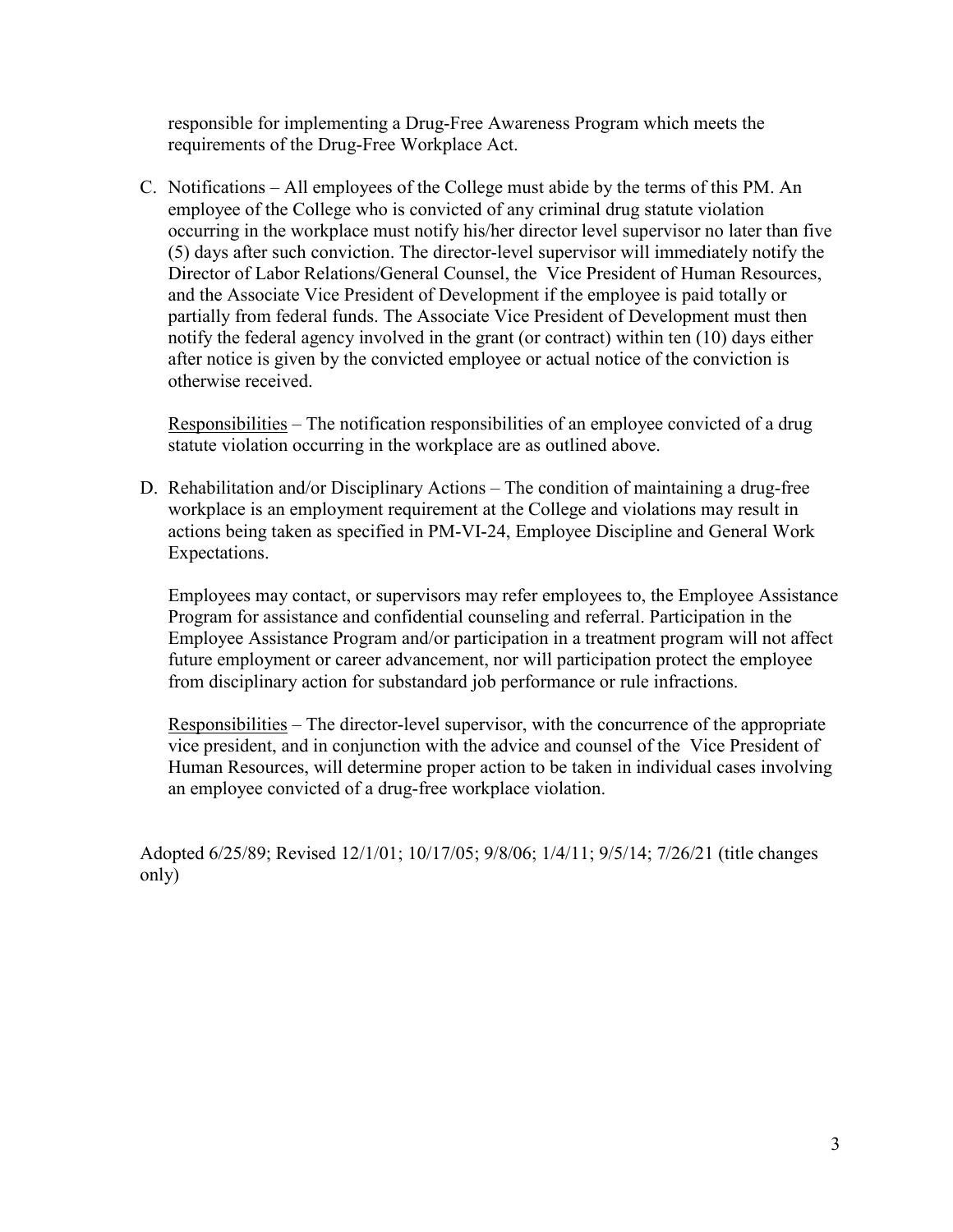responsible for implementing a Drug-Free Awareness Program which meets the requirements of the Drug-Free Workplace Act.

C. Notifications – All employees of the College must abide by the terms of this PM. An employee of the College who is convicted of any criminal drug statute violation occurring in the workplace must notify his/her director level supervisor no later than five (5) days after such conviction. The director-level supervisor will immediately notify the Director of Labor Relations/General Counsel, the Vice President of Human Resources, and the Associate Vice President of Development if the employee is paid totally or partially from federal funds. The Associate Vice President of Development must then notify the federal agency involved in the grant (or contract) within ten (10) days either after notice is given by the convicted employee or actual notice of the conviction is otherwise received.

   Responsibilities – The notification responsibilities of an employee convicted of a drug statute violation occurring in the workplace are as outlined above.

D. Rehabilitation and/or Disciplinary Actions – The condition of maintaining a drug-free workplace is an employment requirement at the College and violations may result in actions being taken as specified in PM-VI-24, Employee Discipline and General Work Expectations.

   Employees may contact, or supervisors may refer employees to, the Employee Assistance Program for assistance and confidential counseling and referral. Participation in the Employee Assistance Program and/or participation in a treatment program will not affect future employment or career advancement, nor will participation protect the employee from disciplinary action for substandard job performance or rule infractions.

   Responsibilities – The director-level supervisor, with the concurrence of the appropriate vice president, and in conjunction with the advice and counsel of the Vice President of Human Resources, will determine proper action to be taken in individual cases involving an employee convicted of a drug-free workplace violation.

Adopted 6/25/89; Revised 12/1/01; 10/17/05; 9/8/06; 1/4/11; 9/5/14; 7/26/21 (title changes only)